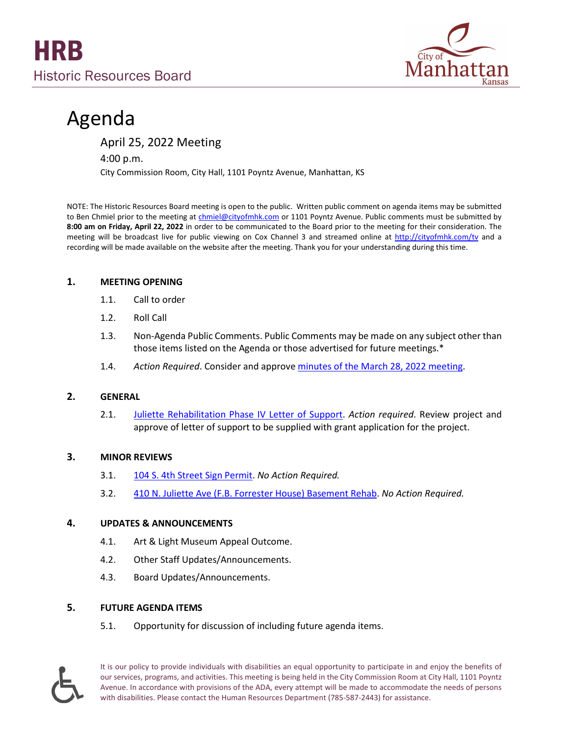# HRB
Historic Resources Board

# Agenda

April 25, 2022 Meeting

4:00 p.m.

City Commission Room, City Hall, 1101 Poyntz Avenue, Manhattan, KS

NOTE: The Historic Resources Board meeting is open to the public. Written public comment on agenda items may be submitted to Ben Chmiel prior to the meeting at chmiel@cityofmhk.com or 1101 Poyntz Avenue. Public comments must be submitted by **8:00 am on Friday, April 22, 2022** in order to be communicated to the Board prior to the meeting for their consideration. The meeting will be broadcast live for public viewing on Cox Channel 3 and streamed online at http://cityofmhk.com/tv and a recording will be made available on the website after the meeting. Thank you for your understanding during this time.

## 1. MEETING OPENING

1.1. Call to order

1.2. Roll Call

1.3. Non-Agenda Public Comments. Public Comments may be made on any subject other than those items listed on the Agenda or those advertised for future meetings.*

1.4. *Action Required*. Consider and approve minutes of the March 28, 2022 meeting.

## 2. GENERAL

2.1. Juliette Rehabilitation Phase IV Letter of Support. *Action required*. Review project and approve of letter of support to be supplied with grant application for the project.

## 3. MINOR REVIEWS

3.1. 104 S. 4th Street Sign Permit. *No Action Required.*

3.2. 410 N. Juliette Ave (F.B. Forrester House) Basement Rehab. *No Action Required.*

## 4. UPDATES & ANNOUNCEMENTS

4.1. Art & Light Museum Appeal Outcome.

4.2. Other Staff Updates/Announcements.

4.3. Board Updates/Announcements.

## 5. FUTURE AGENDA ITEMS

5.1. Opportunity for discussion of including future agenda items.

It is our policy to provide individuals with disabilities an equal opportunity to participate in and enjoy the benefits of our services, programs, and activities. This meeting is being held in the City Commission Room at City Hall, 1101 Poyntz Avenue. In accordance with provisions of the ADA, every attempt will be made to accommodate the needs of persons with disabilities. Please contact the Human Resources Department (785-587-2443) for assistance.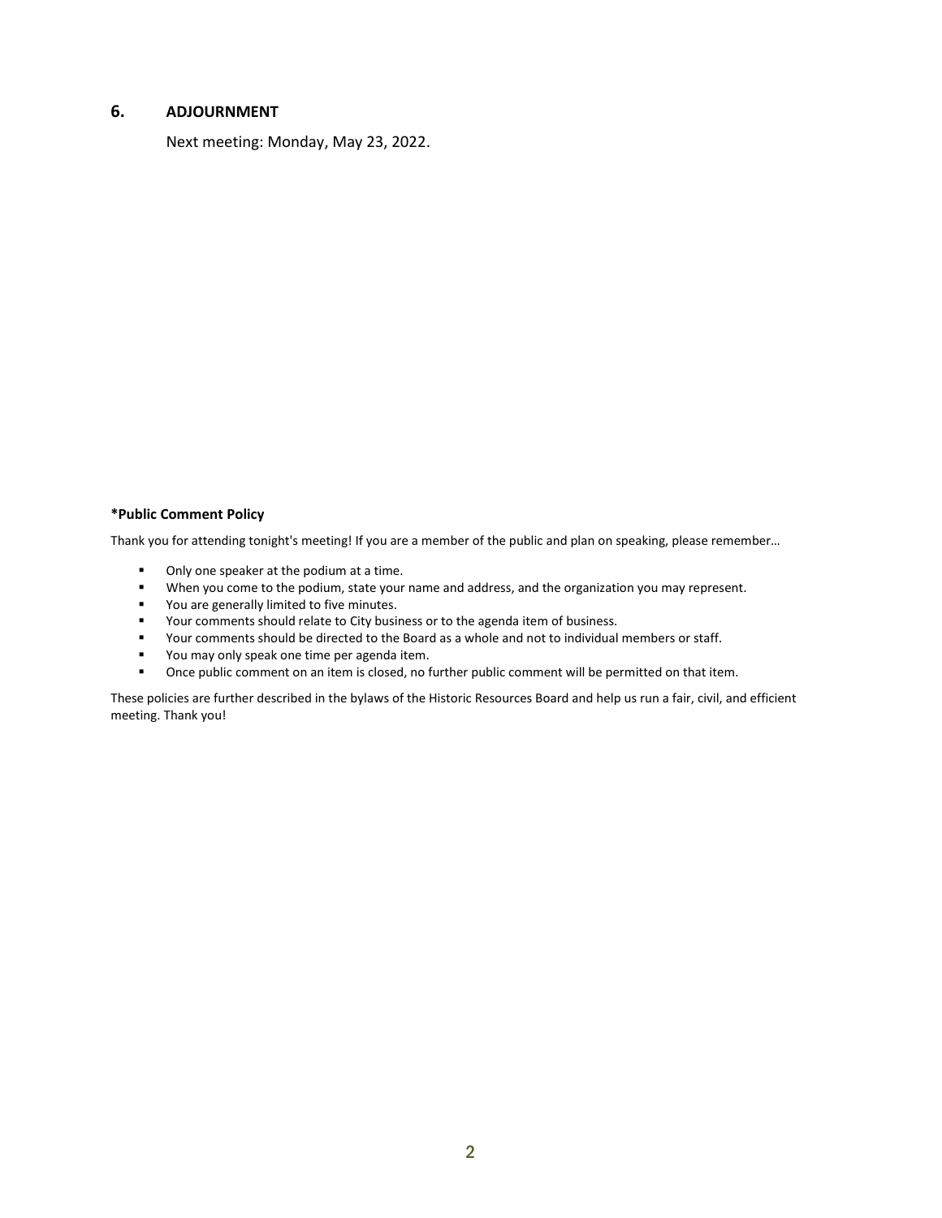## 6. ADJOURNMENT

Next meeting: Monday, May 23, 2022.

**\*Public Comment Policy**

Thank you for attending tonight's meeting! If you are a member of the public and plan on speaking, please remember…

- Only one speaker at the podium at a time.
- When you come to the podium, state your name and address, and the organization you may represent.
- You are generally limited to five minutes.
- Your comments should relate to City business or to the agenda item of business.
- Your comments should be directed to the Board as a whole and not to individual members or staff.
- You may only speak one time per agenda item.
- Once public comment on an item is closed, no further public comment will be permitted on that item.

These policies are further described in the bylaws of the Historic Resources Board and help us run a fair, civil, and efficient meeting. Thank you!